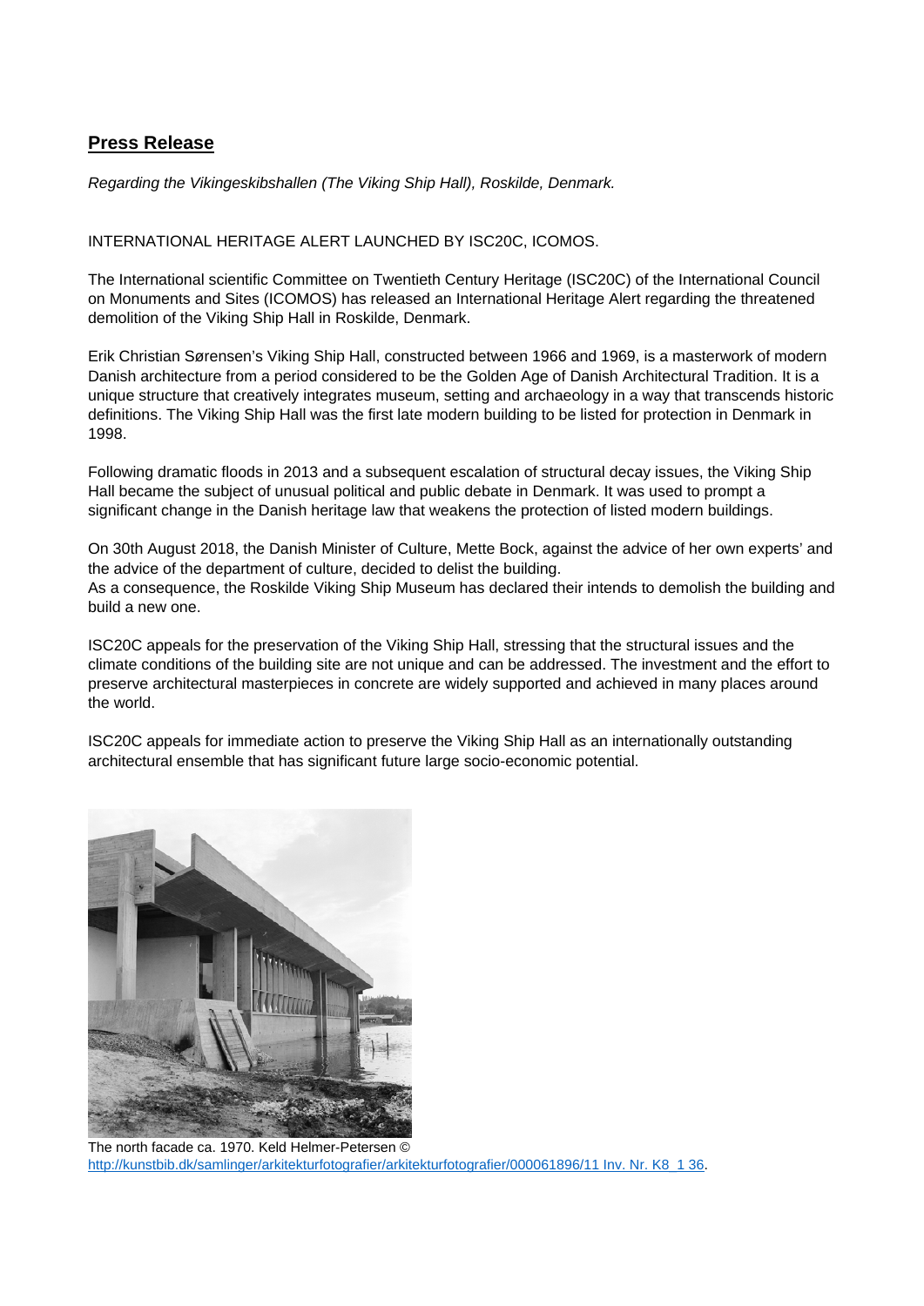## Press Release

*Regarding the Vikingeskibshallen (The Viking Ship Hall), Roskilde, Denmark.*

INTERNATIONAL HERITAGE ALERT LAUNCHED BY ISC20C, ICOMOS.

The International scientific Committee on Twentieth Century Heritage (ISC20C) of the International Council on Monuments and Sites (ICOMOS) has released an International Heritage Alert regarding the threatened demolition of the Viking Ship Hall in Roskilde, Denmark.

Erik Christian Sørensen's Viking Ship Hall, constructed between 1966 and 1969, is a masterwork of modern Danish architecture from a period considered to be the Golden Age of Danish Architectural Tradition. It is a unique structure that creatively integrates museum, setting and archaeology in a way that transcends historic definitions. The Viking Ship Hall was the first late modern building to be listed for protection in Denmark in 1998.

Following dramatic floods in 2013 and a subsequent escalation of structural decay issues, the Viking Ship Hall became the subject of unusual political and public debate in Denmark. It was used to prompt a significant change in the Danish heritage law that weakens the protection of listed modern buildings.

On 30th August 2018, the Danish Minister of Culture, Mette Bock, against the advice of her own experts' and the advice of the department of culture, decided to delist the building.
As a consequence, the Roskilde Viking Ship Museum has declared their intends to demolish the building and build a new one.

ISC20C appeals for the preservation of the Viking Ship Hall, stressing that the structural issues and the climate conditions of the building site are not unique and can be addressed. The investment and the effort to preserve architectural masterpieces in concrete are widely supported and achieved in many places around the world.

ISC20C appeals for immediate action to preserve the Viking Ship Hall as an internationally outstanding architectural ensemble that has significant future large socio-economic potential.

The north facade ca. 1970. Keld Helmer-Petersen © [http://kunstbib.dk/samlinger/arkitekturfotografier/arkitekturfotografier/000061896/11 Inv. Nr. K8_1 36](http://kunstbib.dk/samlinger/arkitekturfotografier/arkitekturfotografier/000061896/11).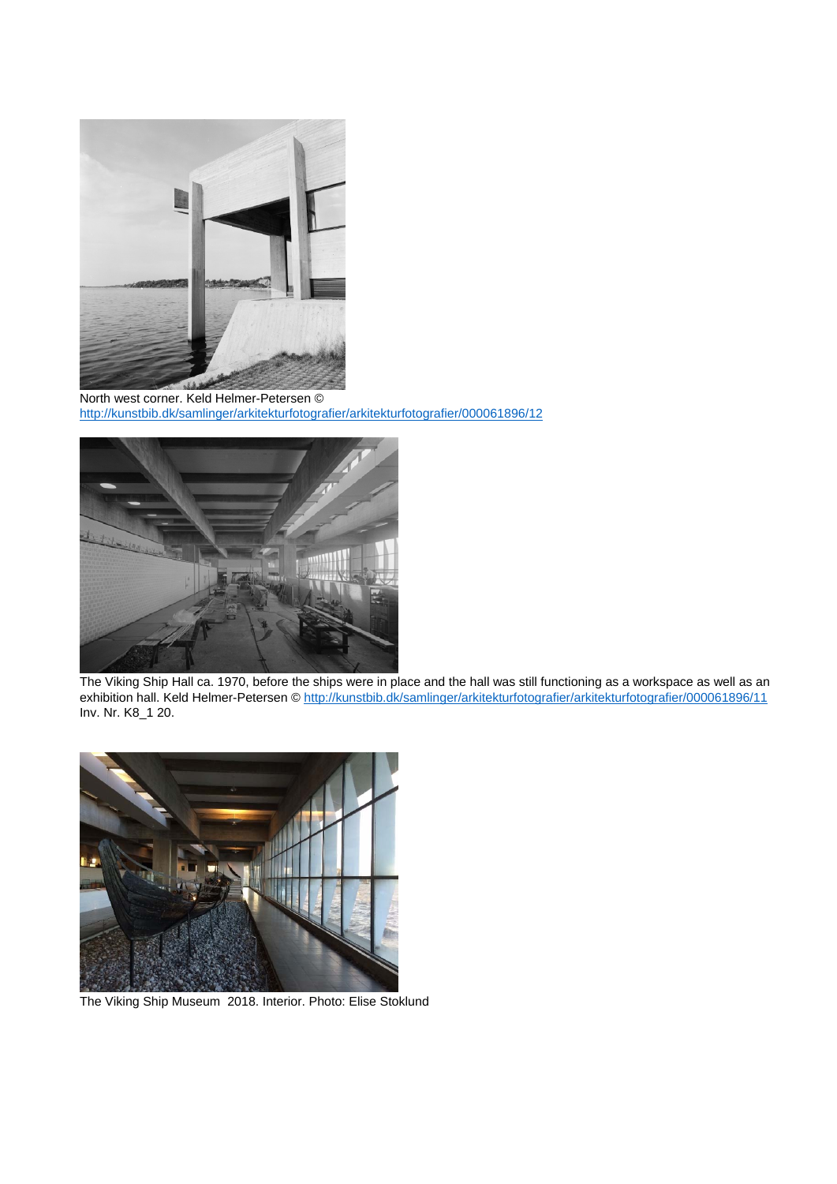North west corner. Keld Helmer-Petersen © http://kunstbib.dk/samlinger/arkitekturfotografier/arkitekturfotografier/000061896/12

The Viking Ship Hall ca. 1970, before the ships were in place and the hall was still functioning as a workspace as well as an exhibition hall. Keld Helmer-Petersen © http://kunstbib.dk/samlinger/arkitekturfotografier/arkitekturfotografier/000061896/11 Inv. Nr. K8_1 20.

The Viking Ship Museum 2018. Interior. Photo: Elise Stoklund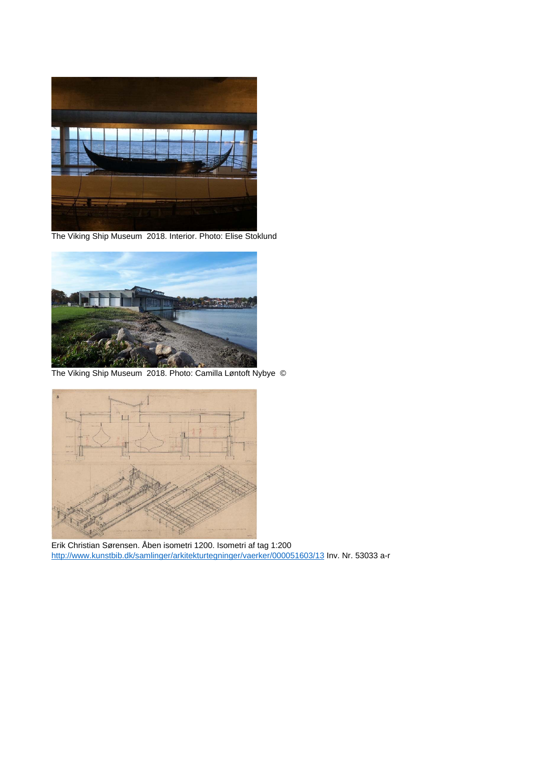The Viking Ship Museum 2018. Interior. Photo: Elise Stoklund

The Viking Ship Museum 2018. Photo: Camilla Løntoft Nybye ©

Erik Christian Sørensen. Åben isometri 1200. Isometri af tag 1:200
http://www.kunstbib.dk/samlinger/arkitekturtegninger/vaerker/000051603/13 Inv. Nr. 53033 a-r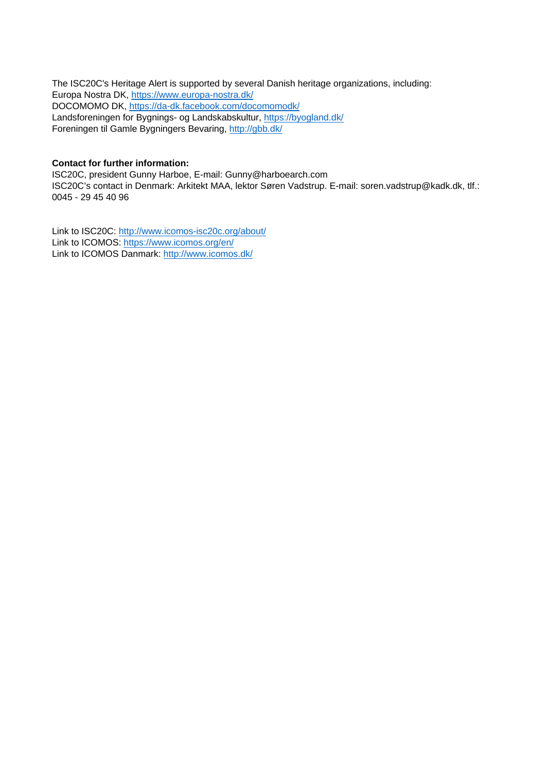The ISC20C's Heritage Alert is supported by several Danish heritage organizations, including:
Europa Nostra DK, https://www.europa-nostra.dk/
DOCOMOMO DK, https://da-dk.facebook.com/docomomodk/
Landsforeningen for Bygnings- og Landskabskultur, https://byogland.dk/
Foreningen til Gamle Bygningers Bevaring, http://gbb.dk/

**Contact for further information:**
ISC20C, president Gunny Harboe, E-mail: Gunny@harboearch.com
ISC20C's contact in Denmark: Arkitekt MAA, lektor Søren Vadstrup. E-mail: soren.vadstrup@kadk.dk, tlf.: 0045 - 29 45 40 96

Link to ISC20C: http://www.icomos-isc20c.org/about/
Link to ICOMOS: https://www.icomos.org/en/
Link to ICOMOS Danmark: http://www.icomos.dk/